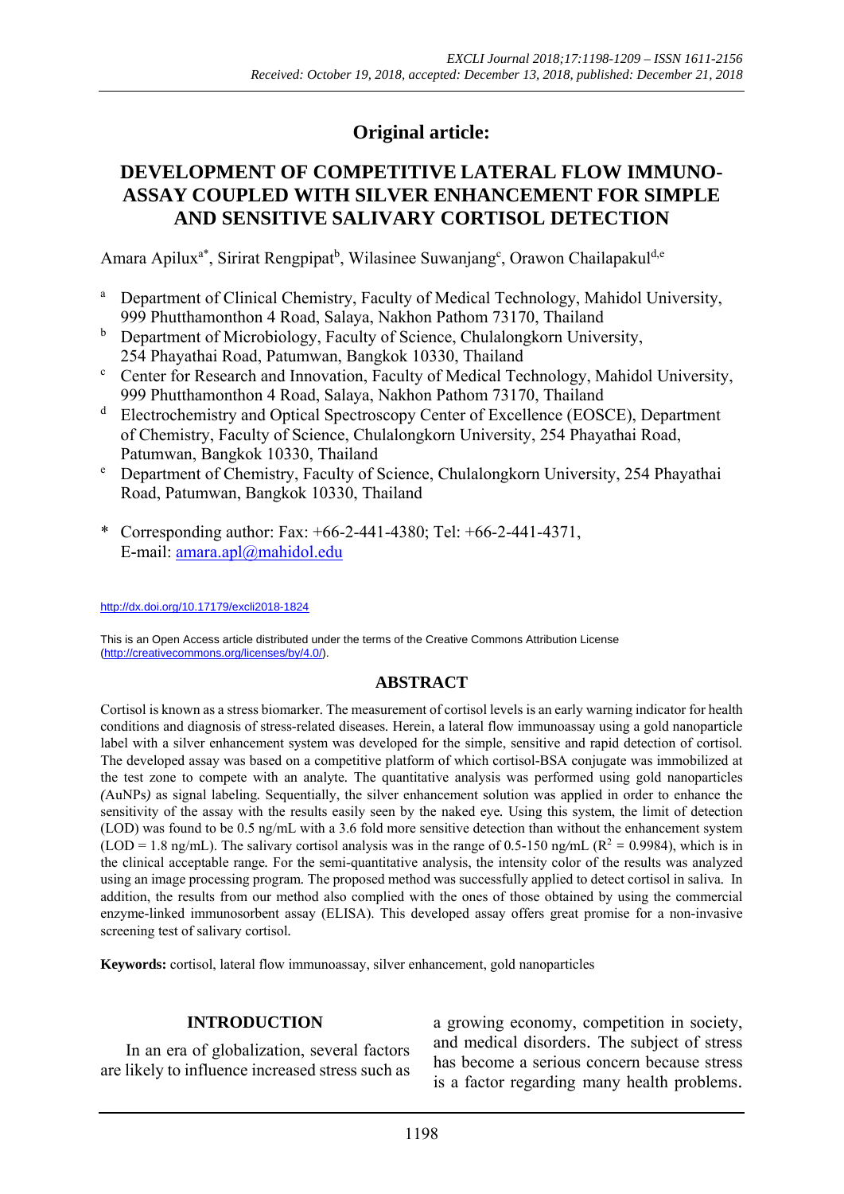## Original article:

# DEVELOPMENT OF COMPETITIVE LATERAL FLOW IMMUNO-ASSAY COUPLED WITH SILVER ENHANCEMENT FOR SIMPLE AND SENSITIVE SALIVARY CORTISOL DETECTION

Amara Apilux[a*], Sirirat Rengpipat[b], Wilasinee Suwanjang[c], Orawon Chailapakul[d,e]

[a] Department of Clinical Chemistry, Faculty of Medical Technology, Mahidol University, 999 Phutthamonthon 4 Road, Salaya, Nakhon Pathom 73170, Thailand

[b] Department of Microbiology, Faculty of Science, Chulalongkorn University, 254 Phayathai Road, Patumwan, Bangkok 10330, Thailand

[c] Center for Research and Innovation, Faculty of Medical Technology, Mahidol University, 999 Phutthamonthon 4 Road, Salaya, Nakhon Pathom 73170, Thailand

[d] Electrochemistry and Optical Spectroscopy Center of Excellence (EOSCE), Department of Chemistry, Faculty of Science, Chulalongkorn University, 254 Phayathai Road, Patumwan, Bangkok 10330, Thailand

[e] Department of Chemistry, Faculty of Science, Chulalongkorn University, 254 Phayathai Road, Patumwan, Bangkok 10330, Thailand

\* Corresponding author: Fax: +66-2-441-4380; Tel: +66-2-441-4371, E-mail: amara.apl@mahidol.edu

http://dx.doi.org/10.17179/excli2018-1824

This is an Open Access article distributed under the terms of the Creative Commons Attribution License (http://creativecommons.org/licenses/by/4.0/).

## ABSTRACT

Cortisol is known as a stress biomarker. The measurement of cortisol levels is an early warning indicator for health conditions and diagnosis of stress-related diseases. Herein, a lateral flow immunoassay using a gold nanoparticle label with a silver enhancement system was developed for the simple, sensitive and rapid detection of cortisol. The developed assay was based on a competitive platform of which cortisol-BSA conjugate was immobilized at the test zone to compete with an analyte. The quantitative analysis was performed using gold nanoparticles *(*AuNPs*)* as signal labeling. Sequentially, the silver enhancement solution was applied in order to enhance the sensitivity of the assay with the results easily seen by the naked eye. Using this system, the limit of detection (LOD) was found to be 0.5 ng/mL with a 3.6 fold more sensitive detection than without the enhancement system (LOD = 1.8 ng/mL). The salivary cortisol analysis was in the range of 0.5-150 ng/mL ($R^2$ = 0.9984), which is in the clinical acceptable range. For the semi-quantitative analysis, the intensity color of the results was analyzed using an image processing program. The proposed method was successfully applied to detect cortisol in saliva. In addition, the results from our method also complied with the ones of those obtained by using the commercial enzyme-linked immunosorbent assay (ELISA). This developed assay offers great promise for a non-invasive screening test of salivary cortisol.

**Keywords:** cortisol, lateral flow immunoassay, silver enhancement, gold nanoparticles

## INTRODUCTION

In an era of globalization, several factors are likely to influence increased stress such as a growing economy, competition in society, and medical disorders. The subject of stress has become a serious concern because stress is a factor regarding many health problems.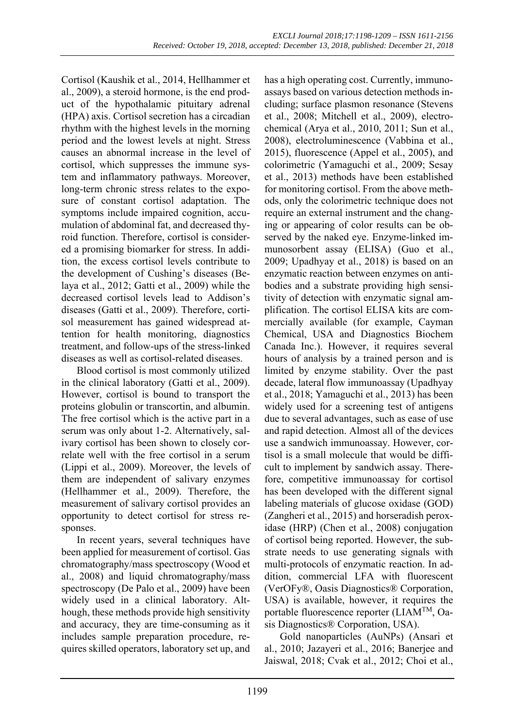Cortisol (Kaushik et al., 2014, Hellhammer et al., 2009), a steroid hormone, is the end product of the hypothalamic pituitary adrenal (HPA) axis. Cortisol secretion has a circadian rhythm with the highest levels in the morning period and the lowest levels at night. Stress causes an abnormal increase in the level of cortisol, which suppresses the immune system and inflammatory pathways. Moreover, long-term chronic stress relates to the exposure of constant cortisol adaptation. The symptoms include impaired cognition, accumulation of abdominal fat, and decreased thyroid function. Therefore, cortisol is considered a promising biomarker for stress. In addition, the excess cortisol levels contribute to the development of Cushing's diseases (Belaya et al., 2012; Gatti et al., 2009) while the decreased cortisol levels lead to Addison's diseases (Gatti et al., 2009). Therefore, cortisol measurement has gained widespread attention for health monitoring, diagnostics treatment, and follow-ups of the stress-linked diseases as well as cortisol-related diseases.

Blood cortisol is most commonly utilized in the clinical laboratory (Gatti et al., 2009). However, cortisol is bound to transport the proteins globulin or transcortin, and albumin. The free cortisol which is the active part in a serum was only about 1-2. Alternatively, salivary cortisol has been shown to closely correlate well with the free cortisol in a serum (Lippi et al., 2009). Moreover, the levels of them are independent of salivary enzymes (Hellhammer et al., 2009). Therefore, the measurement of salivary cortisol provides an opportunity to detect cortisol for stress responses.

In recent years, several techniques have been applied for measurement of cortisol. Gas chromatography/mass spectroscopy (Wood et al., 2008) and liquid chromatography/mass spectroscopy (De Palo et al., 2009) have been widely used in a clinical laboratory. Although, these methods provide high sensitivity and accuracy, they are time-consuming as it includes sample preparation procedure, requires skilled operators, laboratory set up, and has a high operating cost. Currently, immunoassays based on various detection methods including; surface plasmon resonance (Stevens et al., 2008; Mitchell et al., 2009), electrochemical (Arya et al., 2010, 2011; Sun et al., 2008), electroluminescence (Vabbina et al., 2015), fluorescence (Appel et al., 2005), and colorimetric (Yamaguchi et al., 2009; Sesay et al., 2013) methods have been established for monitoring cortisol. From the above methods, only the colorimetric technique does not require an external instrument and the changing or appearing of color results can be observed by the naked eye. Enzyme-linked immunosorbent assay (ELISA) (Guo et al., 2009; Upadhyay et al., 2018) is based on an enzymatic reaction between enzymes on antibodies and a substrate providing high sensitivity of detection with enzymatic signal amplification. The cortisol ELISA kits are commercially available (for example, Cayman Chemical, USA and Diagnostics Biochem Canada Inc.). However, it requires several hours of analysis by a trained person and is limited by enzyme stability. Over the past decade, lateral flow immunoassay (Upadhyay et al., 2018; Yamaguchi et al., 2013) has been widely used for a screening test of antigens due to several advantages, such as ease of use and rapid detection. Almost all of the devices use a sandwich immunoassay. However, cortisol is a small molecule that would be difficult to implement by sandwich assay. Therefore, competitive immunoassay for cortisol has been developed with the different signal labeling materials of glucose oxidase (GOD) (Zangheri et al., 2015) and horseradish peroxidase (HRP) (Chen et al., 2008) conjugation of cortisol being reported. However, the substrate needs to use generating signals with multi-protocols of enzymatic reaction. In addition, commercial LFA with fluorescent (VerOFy®, Oasis Diagnostics® Corporation, USA) is available, however, it requires the portable fluorescence reporter (LIAM™, Oasis Diagnostics® Corporation, USA).

Gold nanoparticles (AuNPs) (Ansari et al., 2010; Jazayeri et al., 2016; Banerjee and Jaiswal, 2018; Cvak et al., 2012; Choi et al.,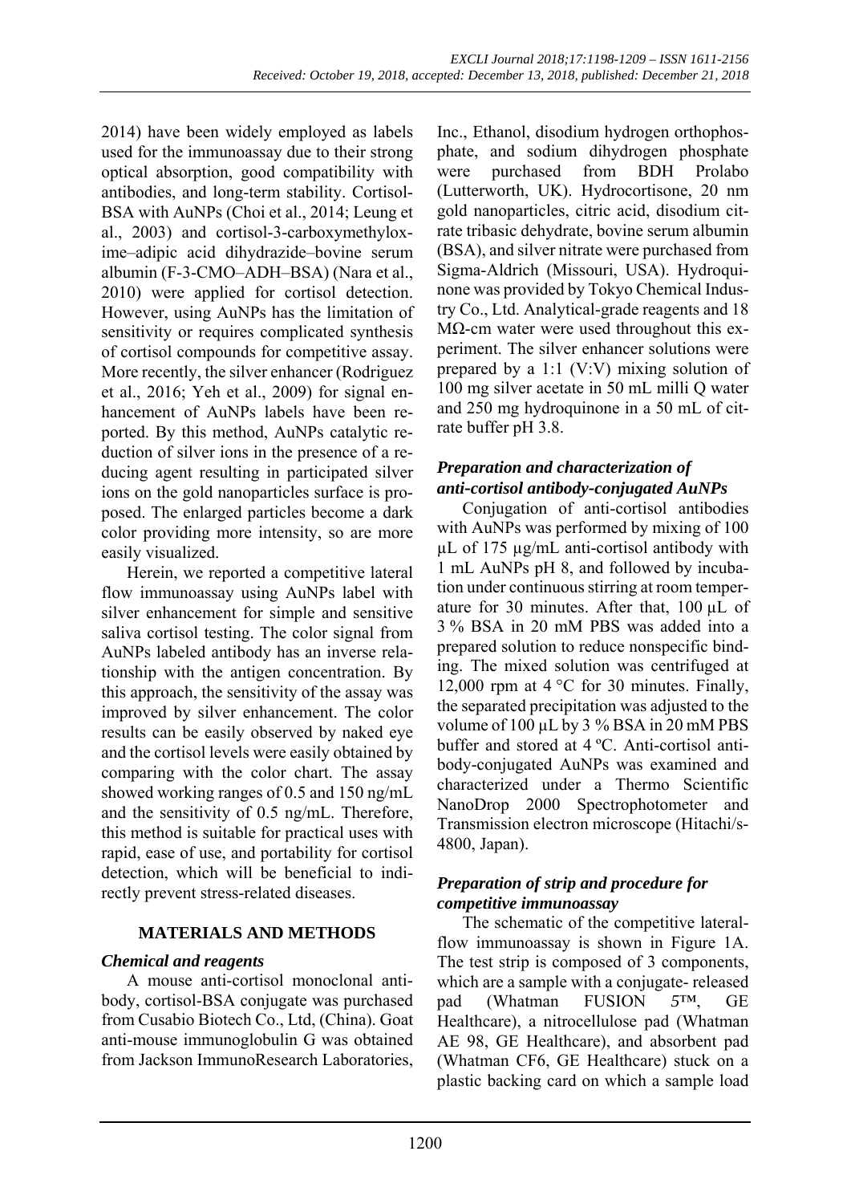2014) have been widely employed as labels used for the immunoassay due to their strong optical absorption, good compatibility with antibodies, and long-term stability. Cortisol-BSA with AuNPs (Choi et al., 2014; Leung et al., 2003) and cortisol-3-carboxymethyloxime–adipic acid dihydrazide–bovine serum albumin (F-3-CMO–ADH–BSA) (Nara et al., 2010) were applied for cortisol detection. However, using AuNPs has the limitation of sensitivity or requires complicated synthesis of cortisol compounds for competitive assay. More recently, the silver enhancer (Rodriguez et al., 2016; Yeh et al., 2009) for signal enhancement of AuNPs labels have been reported. By this method, AuNPs catalytic reduction of silver ions in the presence of a reducing agent resulting in participated silver ions on the gold nanoparticles surface is proposed. The enlarged particles become a dark color providing more intensity, so are more easily visualized.

Herein, we reported a competitive lateral flow immunoassay using AuNPs label with silver enhancement for simple and sensitive saliva cortisol testing. The color signal from AuNPs labeled antibody has an inverse relationship with the antigen concentration. By this approach, the sensitivity of the assay was improved by silver enhancement. The color results can be easily observed by naked eye and the cortisol levels were easily obtained by comparing with the color chart. The assay showed working ranges of 0.5 and 150 ng/mL and the sensitivity of 0.5 ng/mL. Therefore, this method is suitable for practical uses with rapid, ease of use, and portability for cortisol detection, which will be beneficial to indirectly prevent stress-related diseases.

## MATERIALS AND METHODS

### *Chemical and reagents*

A mouse anti-cortisol monoclonal antibody, cortisol-BSA conjugate was purchased from Cusabio Biotech Co., Ltd, (China). Goat anti-mouse immunoglobulin G was obtained from Jackson ImmunoResearch Laboratories, Inc., Ethanol, disodium hydrogen orthophosphate, and sodium dihydrogen phosphate were purchased from BDH Prolabo (Lutterworth, UK). Hydrocortisone, 20 nm gold nanoparticles, citric acid, disodium citrate tribasic dehydrate, bovine serum albumin (BSA), and silver nitrate were purchased from Sigma-Aldrich (Missouri, USA). Hydroquinone was provided by Tokyo Chemical Industry Co., Ltd. Analytical-grade reagents and 18 MΩ-cm water were used throughout this experiment. The silver enhancer solutions were prepared by a 1:1 (V:V) mixing solution of 100 mg silver acetate in 50 mL milli Q water and 250 mg hydroquinone in a 50 mL of citrate buffer pH 3.8.

### *Preparation and characterization of anti-cortisol antibody-conjugated AuNPs*

Conjugation of anti-cortisol antibodies with AuNPs was performed by mixing of 100 µL of 175 µg/mL anti-cortisol antibody with 1 mL AuNPs pH 8, and followed by incubation under continuous stirring at room temperature for 30 minutes. After that, 100 µL of 3 % BSA in 20 mM PBS was added into a prepared solution to reduce nonspecific binding. The mixed solution was centrifuged at 12,000 rpm at 4 °C for 30 minutes. Finally, the separated precipitation was adjusted to the volume of 100 µL by 3 % BSA in 20 mM PBS buffer and stored at 4 ºC. Anti-cortisol antibody-conjugated AuNPs was examined and characterized under a Thermo Scientific NanoDrop 2000 Spectrophotometer and Transmission electron microscope (Hitachi/s-4800, Japan).

### *Preparation of strip and procedure for competitive immunoassay*

The schematic of the competitive lateral-flow immunoassay is shown in Figure 1A. The test strip is composed of 3 components, which are a sample with a conjugate- released pad (Whatman FUSION 5™, GE Healthcare), a nitrocellulose pad (Whatman AE 98, GE Healthcare), and absorbent pad (Whatman CF6, GE Healthcare) stuck on a plastic backing card on which a sample load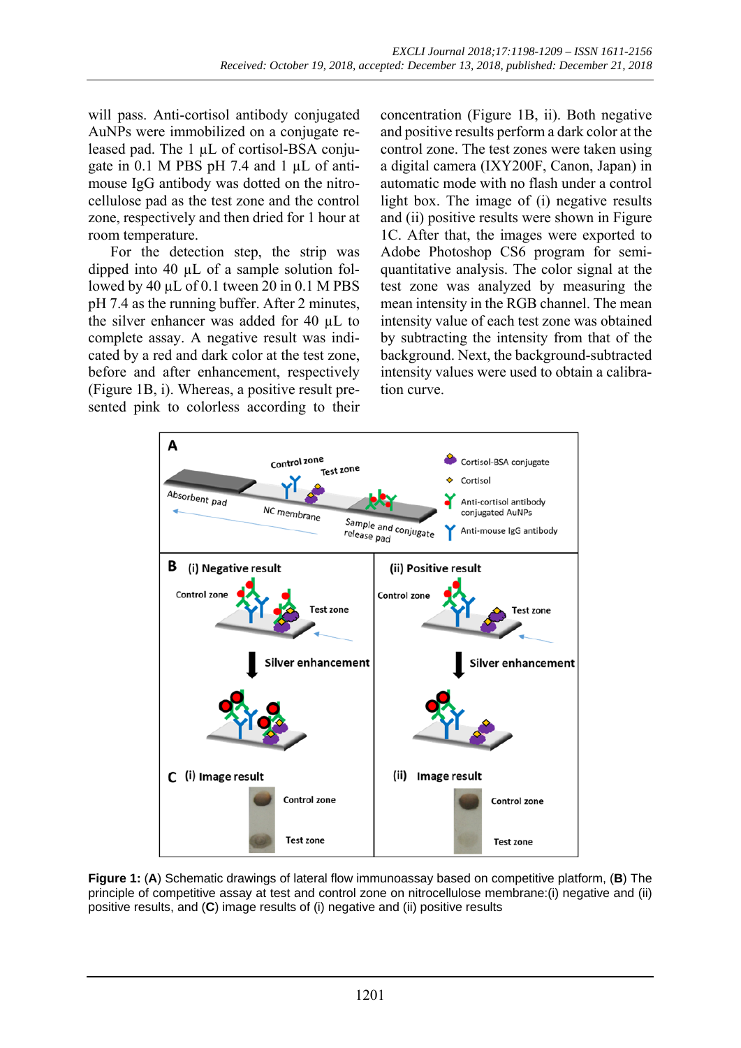will pass. Anti-cortisol antibody conjugated AuNPs were immobilized on a conjugate released pad. The 1 µL of cortisol-BSA conjugate in 0.1 M PBS pH 7.4 and 1 µL of anti-mouse IgG antibody was dotted on the nitrocellulose pad as the test zone and the control zone, respectively and then dried for 1 hour at room temperature.

For the detection step, the strip was dipped into 40 µL of a sample solution followed by 40 µL of 0.1 tween 20 in 0.1 M PBS pH 7.4 as the running buffer. After 2 minutes, the silver enhancer was added for 40 µL to complete assay. A negative result was indicated by a red and dark color at the test zone, before and after enhancement, respectively (Figure 1B, i). Whereas, a positive result presented pink to colorless according to their concentration (Figure 1B, ii). Both negative and positive results perform a dark color at the control zone. The test zones were taken using a digital camera (IXY200F, Canon, Japan) in automatic mode with no flash under a control light box. The image of (i) negative results and (ii) positive results were shown in Figure 1C. After that, the images were exported to Adobe Photoshop CS6 program for semi-quantitative analysis. The color signal at the test zone was analyzed by measuring the mean intensity in the RGB channel. The mean intensity value of each test zone was obtained by subtracting the intensity from that of the background. Next, the background-subtracted intensity values were used to obtain a calibration curve.

**Figure 1:** (**A**) Schematic drawings of lateral flow immunoassay based on competitive platform, (**B**) The principle of competitive assay at test and control zone on nitrocellulose membrane:(i) negative and (ii) positive results, and (**C**) image results of (i) negative and (ii) positive results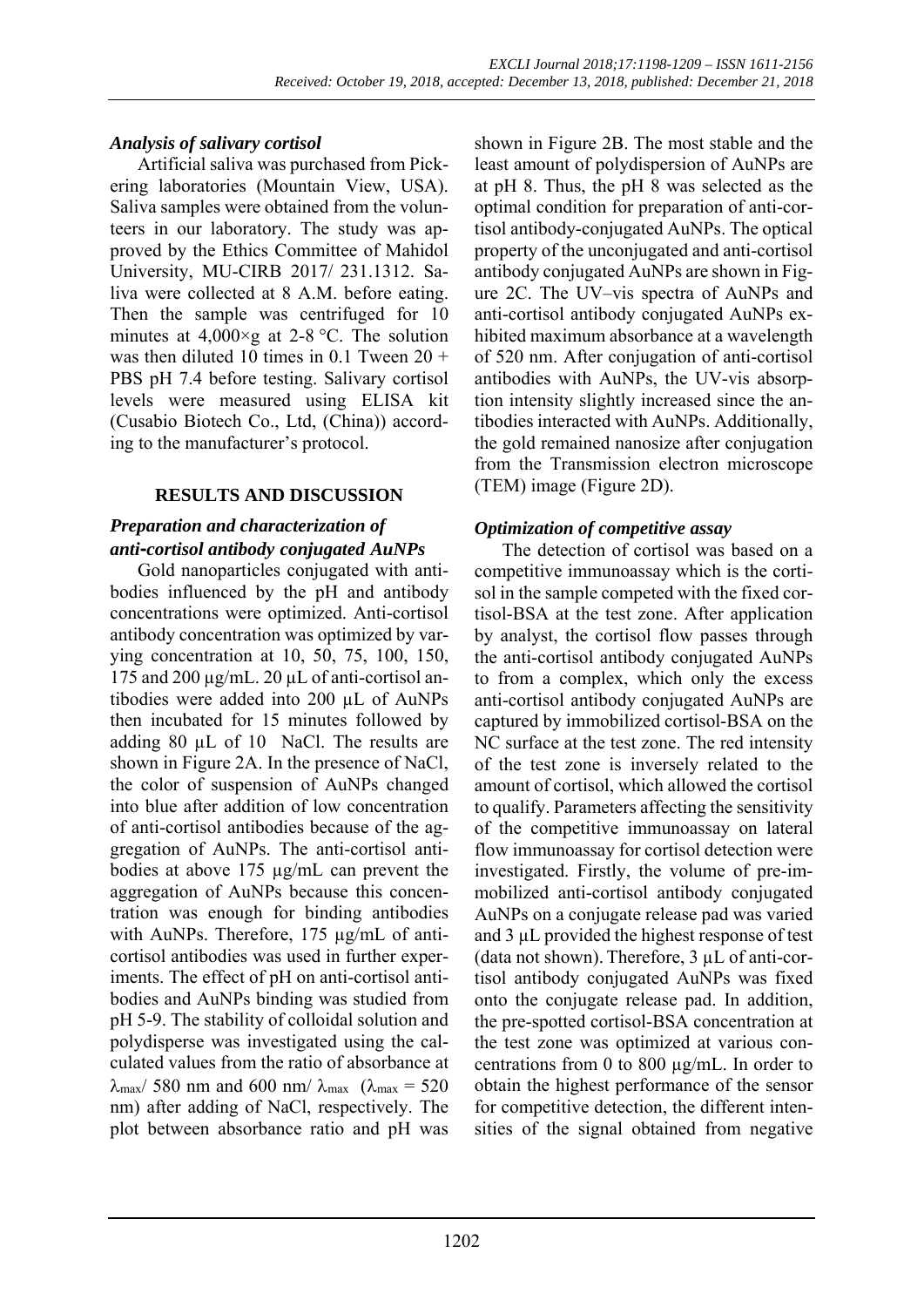### *Analysis of salivary cortisol*

Artificial saliva was purchased from Pickering laboratories (Mountain View, USA). Saliva samples were obtained from the volunteers in our laboratory. The study was approved by the Ethics Committee of Mahidol University, MU-CIRB 2017/ 231.1312. Saliva were collected at 8 A.M. before eating. Then the sample was centrifuged for 10 minutes at 4,000×g at 2-8 °C. The solution was then diluted 10 times in 0.1 Tween 20 + PBS pH 7.4 before testing. Salivary cortisol levels were measured using ELISA kit (Cusabio Biotech Co., Ltd, (China)) according to the manufacturer's protocol.

## RESULTS AND DISCUSSION

### *Preparation and characterization of anti-cortisol antibody conjugated AuNPs*

Gold nanoparticles conjugated with antibodies influenced by the pH and antibody concentrations were optimized. Anti-cortisol antibody concentration was optimized by varying concentration at 10, 50, 75, 100, 150, 175 and 200 µg/mL. 20 µL of anti-cortisol antibodies were added into 200 µL of AuNPs then incubated for 15 minutes followed by adding 80 µL of 10 NaCl. The results are shown in Figure 2A. In the presence of NaCl, the color of suspension of AuNPs changed into blue after addition of low concentration of anti-cortisol antibodies because of the aggregation of AuNPs. The anti-cortisol antibodies at above 175 µg/mL can prevent the aggregation of AuNPs because this concentration was enough for binding antibodies with AuNPs. Therefore, 175 µg/mL of anti-cortisol antibodies was used in further experiments. The effect of pH on anti-cortisol antibodies and AuNPs binding was studied from pH 5-9. The stability of colloidal solution and polydisperse was investigated using the calculated values from the ratio of absorbance at $\lambda_{max}$/ 580 nm and 600 nm/ $\lambda_{max}$ ($\lambda_{max}$ = 520 nm) after adding of NaCl, respectively. The plot between absorbance ratio and pH was shown in Figure 2B. The most stable and the least amount of polydispersion of AuNPs are at pH 8. Thus, the pH 8 was selected as the optimal condition for preparation of anti-cortisol antibody-conjugated AuNPs. The optical property of the unconjugated and anti-cortisol antibody conjugated AuNPs are shown in Figure 2C. The UV–vis spectra of AuNPs and anti-cortisol antibody conjugated AuNPs exhibited maximum absorbance at a wavelength of 520 nm. After conjugation of anti-cortisol antibodies with AuNPs, the UV-vis absorption intensity slightly increased since the antibodies interacted with AuNPs. Additionally, the gold remained nanosize after conjugation from the Transmission electron microscope (TEM) image (Figure 2D).

### *Optimization of competitive assay*

The detection of cortisol was based on a competitive immunoassay which is the cortisol in the sample competed with the fixed cortisol-BSA at the test zone. After application by analyst, the cortisol flow passes through the anti-cortisol antibody conjugated AuNPs to from a complex, which only the excess anti-cortisol antibody conjugated AuNPs are captured by immobilized cortisol-BSA on the NC surface at the test zone. The red intensity of the test zone is inversely related to the amount of cortisol, which allowed the cortisol to qualify. Parameters affecting the sensitivity of the competitive immunoassay on lateral flow immunoassay for cortisol detection were investigated. Firstly, the volume of pre-immobilized anti-cortisol antibody conjugated AuNPs on a conjugate release pad was varied and 3 µL provided the highest response of test (data not shown). Therefore, 3 µL of anti-cortisol antibody conjugated AuNPs was fixed onto the conjugate release pad. In addition, the pre-spotted cortisol-BSA concentration at the test zone was optimized at various concentrations from 0 to 800 µg/mL. In order to obtain the highest performance of the sensor for competitive detection, the different intensities of the signal obtained from negative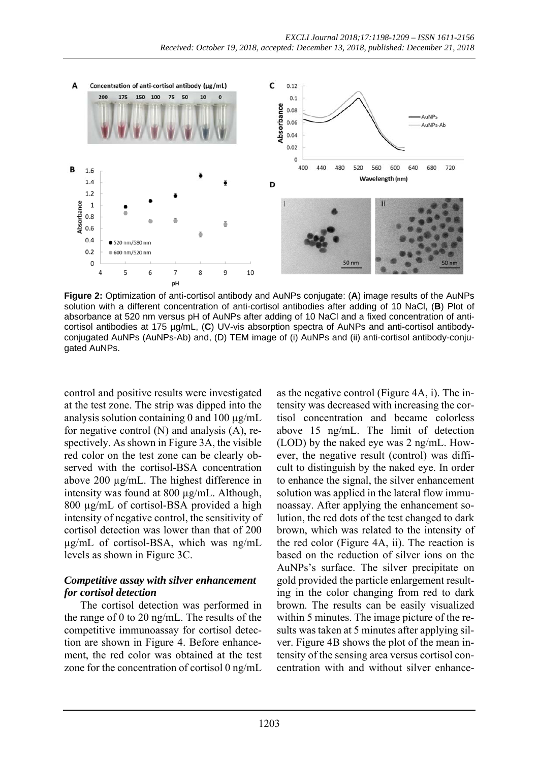**Figure 2:** Optimization of anti-cortisol antibody and AuNPs conjugate: (**A**) image results of the AuNPs solution with a different concentration of anti-cortisol antibodies after adding of 10 NaCl, (**B**) Plot of absorbance at 520 nm versus pH of AuNPs after adding of 10 NaCl and a fixed concentration of anti-cortisol antibodies at 175 µg/mL, (**C**) UV-vis absorption spectra of AuNPs and anti-cortisol antibody-conjugated AuNPs (AuNPs-Ab) and, (D) TEM image of (i) AuNPs and (ii) anti-cortisol antibody-conjugated AuNPs.

control and positive results were investigated at the test zone. The strip was dipped into the analysis solution containing 0 and 100 µg/mL for negative control (N) and analysis (A), respectively. As shown in Figure 3A, the visible red color on the test zone can be clearly observed with the cortisol-BSA concentration above 200 µg/mL. The highest difference in intensity was found at 800 µg/mL. Although, 800 µg/mL of cortisol-BSA provided a high intensity of negative control, the sensitivity of cortisol detection was lower than that of 200 µg/mL of cortisol-BSA, which was ng/mL levels as shown in Figure 3C.

### *Competitive assay with silver enhancement for cortisol detection*

The cortisol detection was performed in the range of 0 to 20 ng/mL. The results of the competitive immunoassay for cortisol detection are shown in Figure 4. Before enhancement, the red color was obtained at the test zone for the concentration of cortisol 0 ng/mL as the negative control (Figure 4A, i). The intensity was decreased with increasing the cortisol concentration and became colorless above 15 ng/mL. The limit of detection (LOD) by the naked eye was 2 ng/mL. However, the negative result (control) was difficult to distinguish by the naked eye. In order to enhance the signal, the silver enhancement solution was applied in the lateral flow immunoassay. After applying the enhancement solution, the red dots of the test changed to dark brown, which was related to the intensity of the red color (Figure 4A, ii). The reaction is based on the reduction of silver ions on the AuNPs's surface. The silver precipitate on gold provided the particle enlargement resulting in the color changing from red to dark brown. The results can be easily visualized within 5 minutes. The image picture of the results was taken at 5 minutes after applying silver. Figure 4B shows the plot of the mean intensity of the sensing area versus cortisol concentration with and without silver enhance-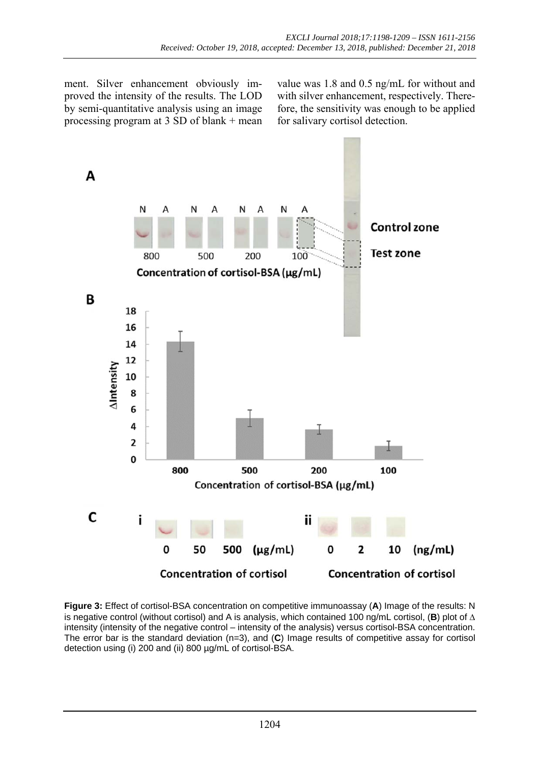ment. Silver enhancement obviously improved the intensity of the results. The LOD by semi-quantitative analysis using an image processing program at 3 SD of blank + mean value was 1.8 and 0.5 ng/mL for without and with silver enhancement, respectively. Therefore, the sensitivity was enough to be applied for salivary cortisol detection.

**Figure 3:** Effect of cortisol-BSA concentration on competitive immunoassay (**A**) Image of the results: N is negative control (without cortisol) and A is analysis, which contained 100 ng/mL cortisol, (**B**) plot of Δ intensity (intensity of the negative control – intensity of the analysis) versus cortisol-BSA concentration. The error bar is the standard deviation (n=3), and (**C**) Image results of competitive assay for cortisol detection using (i) 200 and (ii) 800 µg/mL of cortisol-BSA.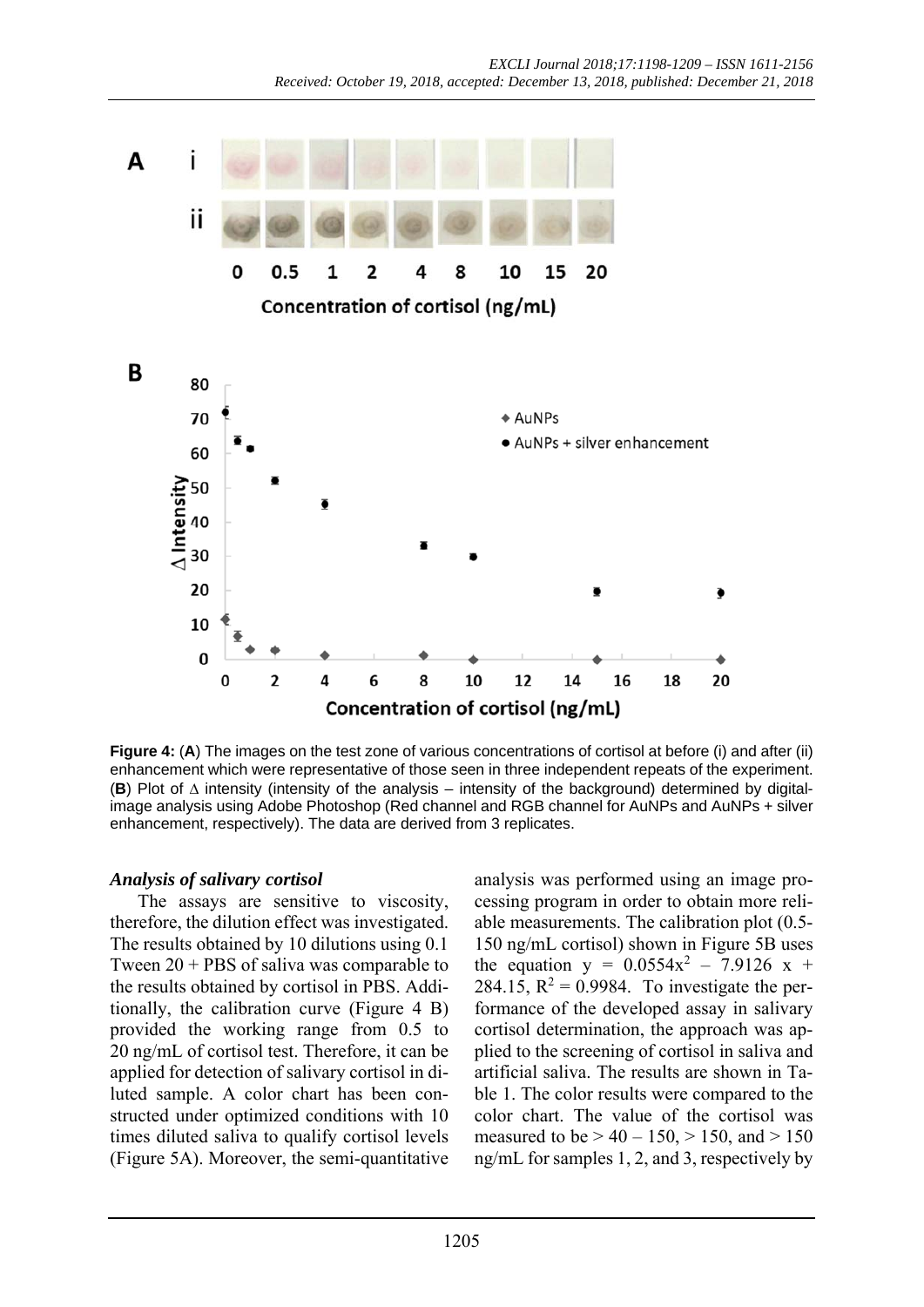**Figure 4:** (**A**) The images on the test zone of various concentrations of cortisol at before (i) and after (ii) enhancement which were representative of those seen in three independent repeats of the experiment. (**B**) Plot of ∆ intensity (intensity of the analysis – intensity of the background) determined by digital-image analysis using Adobe Photoshop (Red channel and RGB channel for AuNPs and AuNPs + silver enhancement, respectively). The data are derived from 3 replicates.

### *Analysis of salivary cortisol*

The assays are sensitive to viscosity, therefore, the dilution effect was investigated. The results obtained by 10 dilutions using 0.1 Tween 20 + PBS of saliva was comparable to the results obtained by cortisol in PBS. Additionally, the calibration curve (Figure 4 B) provided the working range from 0.5 to 20 ng/mL of cortisol test. Therefore, it can be applied for detection of salivary cortisol in diluted sample. A color chart has been constructed under optimized conditions with 10 times diluted saliva to qualify cortisol levels (Figure 5A). Moreover, the semi-quantitative analysis was performed using an image processing program in order to obtain more reliable measurements. The calibration plot (0.5-150 ng/mL cortisol) shown in Figure 5B uses the equation $y = 0.0554x^2 - 7.9126x + 284.15$, $R^2 = 0.9984$. To investigate the performance of the developed assay in salivary cortisol determination, the approach was applied to the screening of cortisol in saliva and artificial saliva. The results are shown in Table 1. The color results were compared to the color chart. The value of the cortisol was measured to be > 40 – 150, > 150, and > 150 ng/mL for samples 1, 2, and 3, respectively by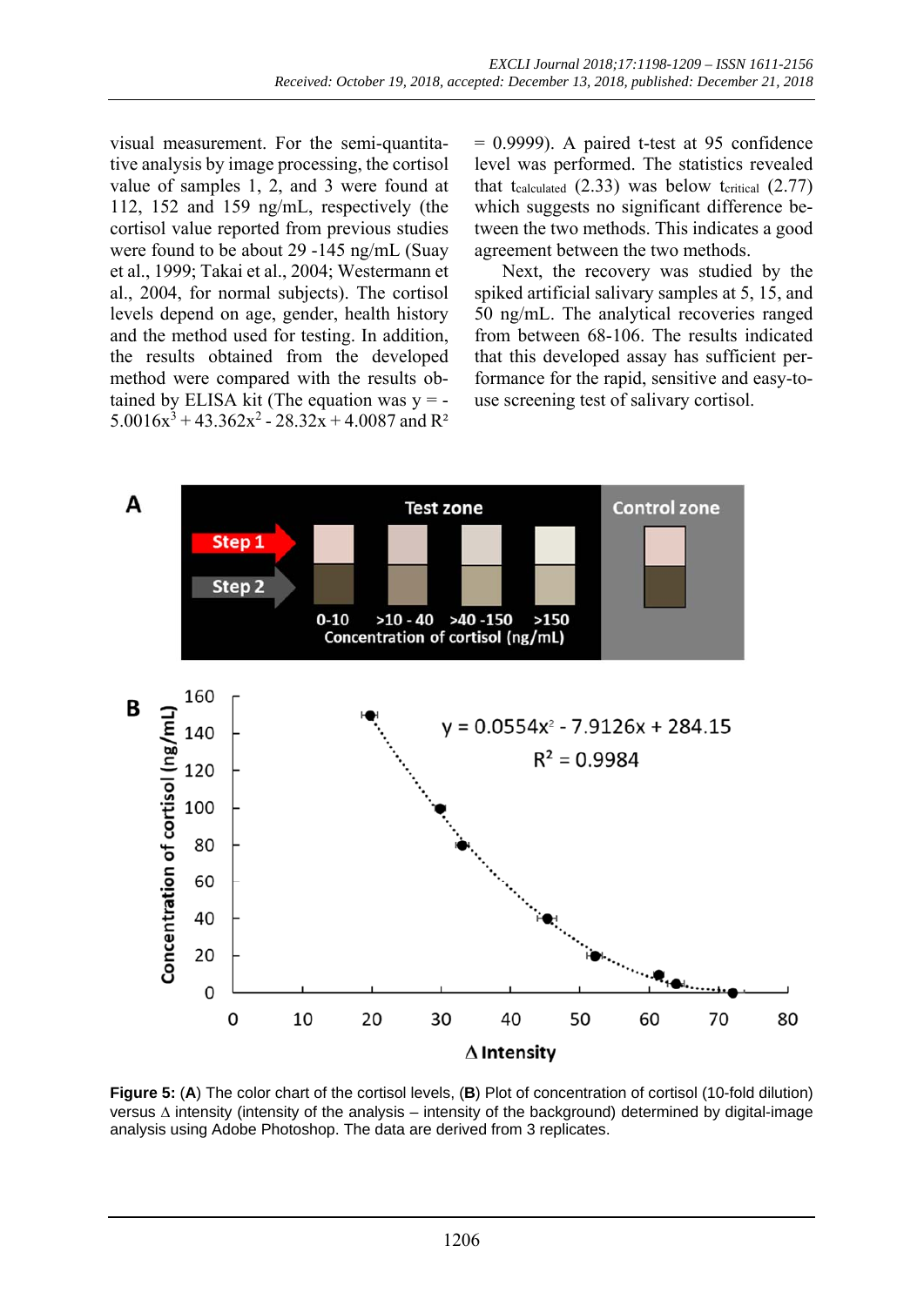visual measurement. For the semi-quantitative analysis by image processing, the cortisol value of samples 1, 2, and 3 were found at 112, 152 and 159 ng/mL, respectively (the cortisol value reported from previous studies were found to be about 29 -145 ng/mL (Suay et al., 1999; Takai et al., 2004; Westermann et al., 2004, for normal subjects). The cortisol levels depend on age, gender, health history and the method used for testing. In addition, the results obtained from the developed method were compared with the results obtained by ELISA kit (The equation was $y = -5.0016x^3 + 43.362x^2 - 28.32x + 4.0087$ and $R^2 = 0.9999$). A paired t-test at 95 confidence level was performed. The statistics revealed that $t_{calculated}$ (2.33) was below $t_{critical}$ (2.77) which suggests no significant difference between the two methods. This indicates a good agreement between the two methods.

Next, the recovery was studied by the spiked artificial salivary samples at 5, 15, and 50 ng/mL. The analytical recoveries ranged from between 68-106. The results indicated that this developed assay has sufficient performance for the rapid, sensitive and easy-to-use screening test of salivary cortisol.

**Figure 5:** (**A**) The color chart of the cortisol levels, (**B**) Plot of concentration of cortisol (10-fold dilution) versus Δ intensity (intensity of the analysis – intensity of the background) determined by digital-image analysis using Adobe Photoshop. The data are derived from 3 replicates.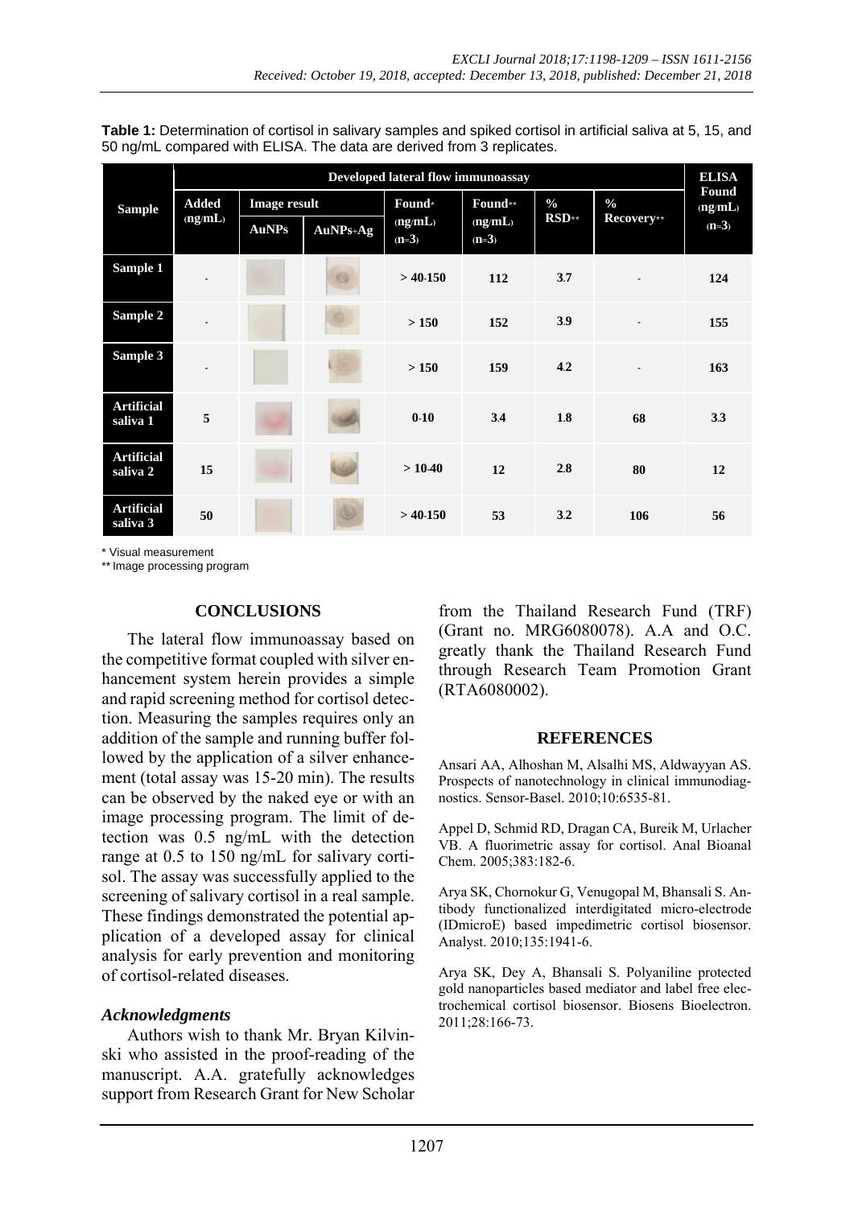**Table 1:** Determination of cortisol in salivary samples and spiked cortisol in artificial saliva at 5, 15, and 50 ng/mL compared with ELISA. The data are derived from 3 replicates.

| Sample | Developed lateral flow immunoassay | | | | | | | ELISA |
|---|---|---|---|---|---|---|---|---|
| | Added (ng/mL) | Image result | | Found* (ng/mL) (n=3) | Found** (ng/mL) (n=3) | % RSD** | % Recovery** | Found (ng/mL) (n=3) |
| | | AuNPs | AuNPs+Ag | | | | | |
| **Sample 1** | - | | | > 40-150 | 112 | 3.7 | - | 124 |
| **Sample 2** | - | | | > 150 | 152 | 3.9 | - | 155 |
| **Sample 3** | - | | | > 150 | 159 | 4.2 | - | 163 |
| **Artificial saliva 1** | 5 | | | 0-10 | 3.4 | 1.8 | 68 | 3.3 |
| **Artificial saliva 2** | 15 | | | > 10-40 | 12 | 2.8 | 80 | 12 |
| **Artificial saliva 3** | 50 | | | > 40-150 | 53 | 3.2 | 106 | 56 |

\* Visual measurement

\*\* Image processing program

## CONCLUSIONS

The lateral flow immunoassay based on the competitive format coupled with silver enhancement system herein provides a simple and rapid screening method for cortisol detection. Measuring the samples requires only an addition of the sample and running buffer followed by the application of a silver enhancement (total assay was 15-20 min). The results can be observed by the naked eye or with an image processing program. The limit of detection was 0.5 ng/mL with the detection range at 0.5 to 150 ng/mL for salivary cortisol. The assay was successfully applied to the screening of salivary cortisol in a real sample. These findings demonstrated the potential application of a developed assay for clinical analysis for early prevention and monitoring of cortisol-related diseases.

### *Acknowledgments*

Authors wish to thank Mr. Bryan Kilvinski who assisted in the proof-reading of the manuscript. A.A. gratefully acknowledges support from Research Grant for New Scholar from the Thailand Research Fund (TRF) (Grant no. MRG6080078). A.A and O.C. greatly thank the Thailand Research Fund through Research Team Promotion Grant (RTA6080002).

## REFERENCES

Ansari AA, Alhoshan M, Alsalhi MS, Aldwayyan AS. Prospects of nanotechnology in clinical immunodiagnostics. Sensor-Basel. 2010;10:6535-81.

Appel D, Schmid RD, Dragan CA, Bureik M, Urlacher VB. A fluorimetric assay for cortisol. Anal Bioanal Chem. 2005;383:182-6.

Arya SK, Chornokur G, Venugopal M, Bhansali S. Antibody functionalized interdigitated micro-electrode (IDmicroE) based impedimetric cortisol biosensor. Analyst. 2010;135:1941-6.

Arya SK, Dey A, Bhansali S. Polyaniline protected gold nanoparticles based mediator and label free electrochemical cortisol biosensor. Biosens Bioelectron. 2011;28:166-73.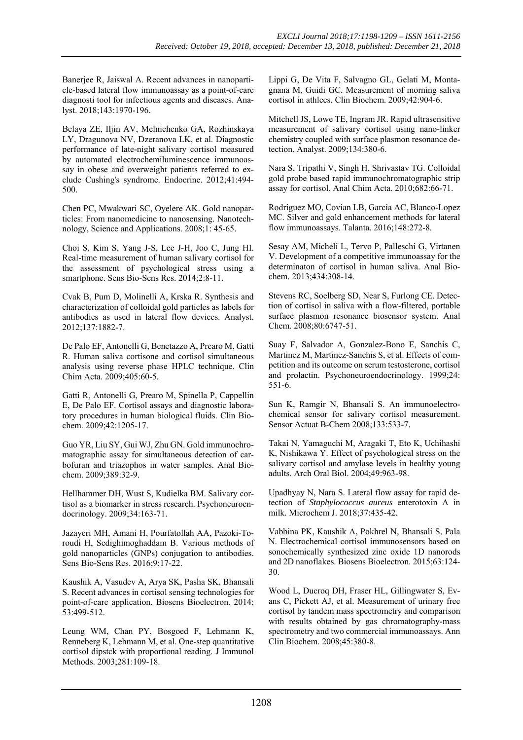Banerjee R, Jaiswal A. Recent advances in nanoparticle-based lateral flow immunoassay as a point-of-care diagnosti tool for infectious agents and diseases. Analyst. 2018;143:1970-196.

Belaya ZE, Iljin AV, Melnichenko GA, Rozhinskaya LY, Dragunova NV, Dzeranova LK, et al. Diagnostic performance of late-night salivary cortisol measured by automated electrochemiluminescence immunoassay in obese and overweight patients referred to exclude Cushing's syndrome. Endocrine. 2012;41:494-500.

Chen PC, Mwakwari SC, Oyelere AK. Gold nanoparticles: From nanomedicine to nanosensing. Nanotechnology, Science and Applications. 2008;1: 45-65.

Choi S, Kim S, Yang J-S, Lee J-H, Joo C, Jung HI. Real-time measurement of human salivary cortisol for the assessment of psychological stress using a smartphone. Sens Bio-Sens Res. 2014;2:8-11.

Cvak B, Pum D, Molinelli A, Krska R. Synthesis and characterization of colloidal gold particles as labels for antibodies as used in lateral flow devices. Analyst. 2012;137:1882-7.

De Palo EF, Antonelli G, Benetazzo A, Prearo M, Gatti R. Human saliva cortisone and cortisol simultaneous analysis using reverse phase HPLC technique. Clin Chim Acta. 2009;405:60-5.

Gatti R, Antonelli G, Prearo M, Spinella P, Cappellin E, De Palo EF. Cortisol assays and diagnostic laboratory procedures in human biological fluids. Clin Biochem. 2009;42:1205-17.

Guo YR, Liu SY, Gui WJ, Zhu GN. Gold immunochromatographic assay for simultaneous detection of carbofuran and triazophos in water samples. Anal Biochem. 2009;389:32-9.

Hellhammer DH, Wust S, Kudielka BM. Salivary cortisol as a biomarker in stress research. Psychoneuroendocrinology. 2009;34:163-71.

Jazayeri MH, Amani H, Pourfatollah AA, Pazoki-Toroudi H, Sedighimoghaddam B. Various methods of gold nanoparticles (GNPs) conjugation to antibodies. Sens Bio-Sens Res. 2016;9:17-22.

Kaushik A, Vasudev A, Arya SK, Pasha SK, Bhansali S. Recent advances in cortisol sensing technologies for point-of-care application. Biosens Bioelectron. 2014; 53:499-512.

Leung WM, Chan PY, Bosgoed F, Lehmann K, Renneberg K, Lehmann M, et al. One-step quantitative cortisol dipstck with proportional reading. J Immunol Methods. 2003;281:109-18.

Lippi G, De Vita F, Salvagno GL, Gelati M, Montagnana M, Guidi GC. Measurement of morning saliva cortisol in athlees. Clin Biochem. 2009;42:904-6.

Mitchell JS, Lowe TE, Ingram JR. Rapid ultrasensitive measurement of salivary cortisol using nano-linker chemistry coupled with surface plasmon resonance detection. Analyst. 2009;134:380-6.

Nara S, Tripathi V, Singh H, Shrivastav TG. Colloidal gold probe based rapid immunochromatographic strip assay for cortisol. Anal Chim Acta. 2010;682:66-71.

Rodriguez MO, Covian LB, Garcia AC, Blanco-Lopez MC. Silver and gold enhancement methods for lateral flow immunoassays. Talanta. 2016;148:272-8.

Sesay AM, Micheli L, Tervo P, Palleschi G, Virtanen V. Development of a competitive immunoassay for the determinaton of cortisol in human saliva. Anal Biochem. 2013;434:308-14.

Stevens RC, Soelberg SD, Near S, Furlong CE. Detection of cortisol in saliva with a flow-filtered, portable surface plasmon resonance biosensor system. Anal Chem. 2008;80:6747-51.

Suay F, Salvador A, Gonzalez-Bono E, Sanchis C, Martinez M, Martinez-Sanchis S, et al. Effects of competition and its outcome on serum testosterone, cortisol and prolactin. Psychoneuroendocrinology. 1999;24: 551-6.

Sun K, Ramgir N, Bhansali S. An immunoelectrochemical sensor for salivary cortisol measurement. Sensor Actuat B-Chem 2008;133:533-7.

Takai N, Yamaguchi M, Aragaki T, Eto K, Uchihashi K, Nishikawa Y. Effect of psychological stress on the salivary cortisol and amylase levels in healthy young adults. Arch Oral Biol. 2004;49:963-98.

Upadhyay N, Nara S. Lateral flow assay for rapid detection of *Staphylococcus aureus* enterotoxin A in milk. Microchem J. 2018;37:435-42.

Vabbina PK, Kaushik A, Pokhrel N, Bhansali S, Pala N. Electrochemical cortisol immunosensors based on sonochemically synthesized zinc oxide 1D nanorods and 2D nanoflakes. Biosens Bioelectron. 2015;63:124-30.

Wood L, Ducroq DH, Fraser HL, Gillingwater S, Evans C, Pickett AJ, et al. Measurement of urinary free cortisol by tandem mass spectrometry and comparison with results obtained by gas chromatography-mass spectrometry and two commercial immunoassays. Ann Clin Biochem. 2008;45:380-8.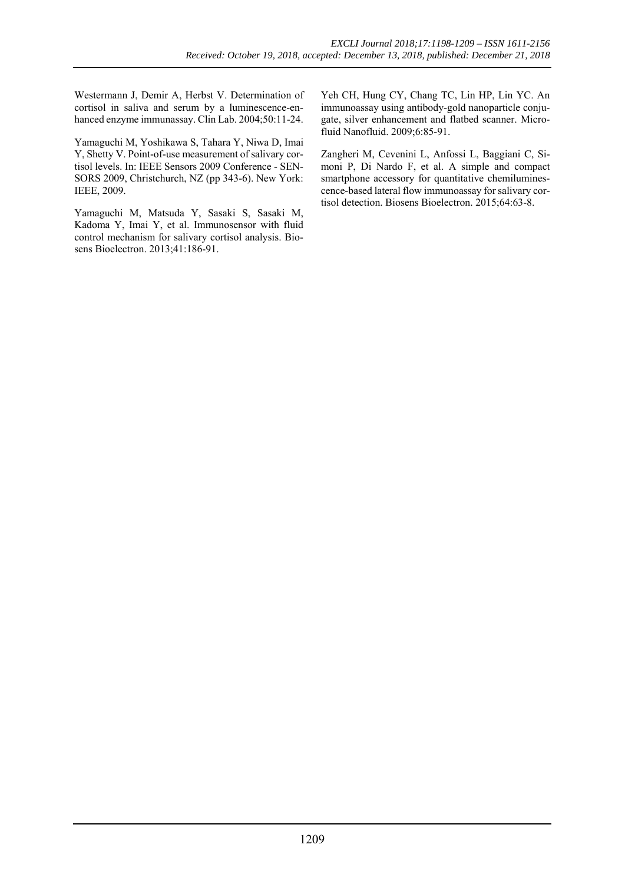Westermann J, Demir A, Herbst V. Determination of cortisol in saliva and serum by a luminescence-enhanced enzyme immunassay. Clin Lab. 2004;50:11-24.

Yamaguchi M, Yoshikawa S, Tahara Y, Niwa D, Imai Y, Shetty V. Point-of-use measurement of salivary cortisol levels. In: IEEE Sensors 2009 Conference - SENSORS 2009, Christchurch, NZ (pp 343-6). New York: IEEE, 2009.

Yamaguchi M, Matsuda Y, Sasaki S, Sasaki M, Kadoma Y, Imai Y, et al. Immunosensor with fluid control mechanism for salivary cortisol analysis. Biosens Bioelectron. 2013;41:186-91.

Yeh CH, Hung CY, Chang TC, Lin HP, Lin YC. An immunoassay using antibody-gold nanoparticle conjugate, silver enhancement and flatbed scanner. Microfluid Nanofluid. 2009;6:85-91.

Zangheri M, Cevenini L, Anfossi L, Baggiani C, Simoni P, Di Nardo F, et al. A simple and compact smartphone accessory for quantitative chemiluminescence-based lateral flow immunoassay for salivary cortisol detection. Biosens Bioelectron. 2015;64:63-8.